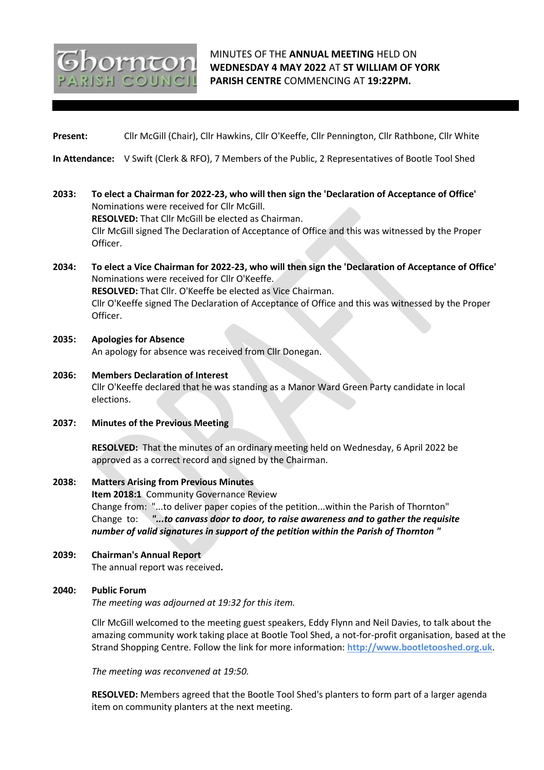Thornton PARISH COUNCIL

MINUTES OF THE **ANNUAL MEETING** HELD ON **WEDNESDAY 4 MAY 2022** AT **ST WILLIAM OF YORK PARISH CENTRE** COMMENCING AT **19:22PM.**

**Present:** Cllr McGill (Chair), Cllr Hawkins, Cllr O'Keeffe, Cllr Pennington, Cllr Rathbone, Cllr White

**In Attendance:** V Swift (Clerk & RFO), 7 Members of the Public, 2 Representatives of Bootle Tool Shed

**2033: To elect a Chairman for 2022-23, who will then sign the 'Declaration of Acceptance of Office'**
Nominations were received for Cllr McGill.
**RESOLVED:** That Cllr McGill be elected as Chairman.
Cllr McGill signed The Declaration of Acceptance of Office and this was witnessed by the Proper Officer.

**2034: To elect a Vice Chairman for 2022-23, who will then sign the 'Declaration of Acceptance of Office'**
Nominations were received for Cllr O'Keeffe.
**RESOLVED:** That Cllr. O'Keeffe be elected as Vice Chairman.
Cllr O'Keeffe signed The Declaration of Acceptance of Office and this was witnessed by the Proper Officer.

**2035: Apologies for Absence**
An apology for absence was received from Cllr Donegan.

**2036: Members Declaration of Interest**
Cllr O'Keeffe declared that he was standing as a Manor Ward Green Party candidate in local elections.

**2037: Minutes of the Previous Meeting**

**RESOLVED:** That the minutes of an ordinary meeting held on Wednesday, 6 April 2022 be approved as a correct record and signed by the Chairman.

**2038: Matters Arising from Previous Minutes**
**Item 2018:1** Community Governance Review
Change from: "...to deliver paper copies of the petition...within the Parish of Thornton"
Change to: ***"...to canvass door to door, to raise awareness and to gather the requisite number of valid signatures in support of the petition within the Parish of Thornton "***

**2039: Chairman's Annual Report**
The annual report was received**.**

**2040: Public Forum**
*The meeting was adjourned at 19:32 for this item.*

Cllr McGill welcomed to the meeting guest speakers, Eddy Flynn and Neil Davies, to talk about the amazing community work taking place at Bootle Tool Shed, a not-for-profit organisation, based at the Strand Shopping Centre. Follow the link for more information: **http://www.bootletooshed.org.uk**.

*The meeting was reconvened at 19:50.*

**RESOLVED:** Members agreed that the Bootle Tool Shed's planters to form part of a larger agenda item on community planters at the next meeting.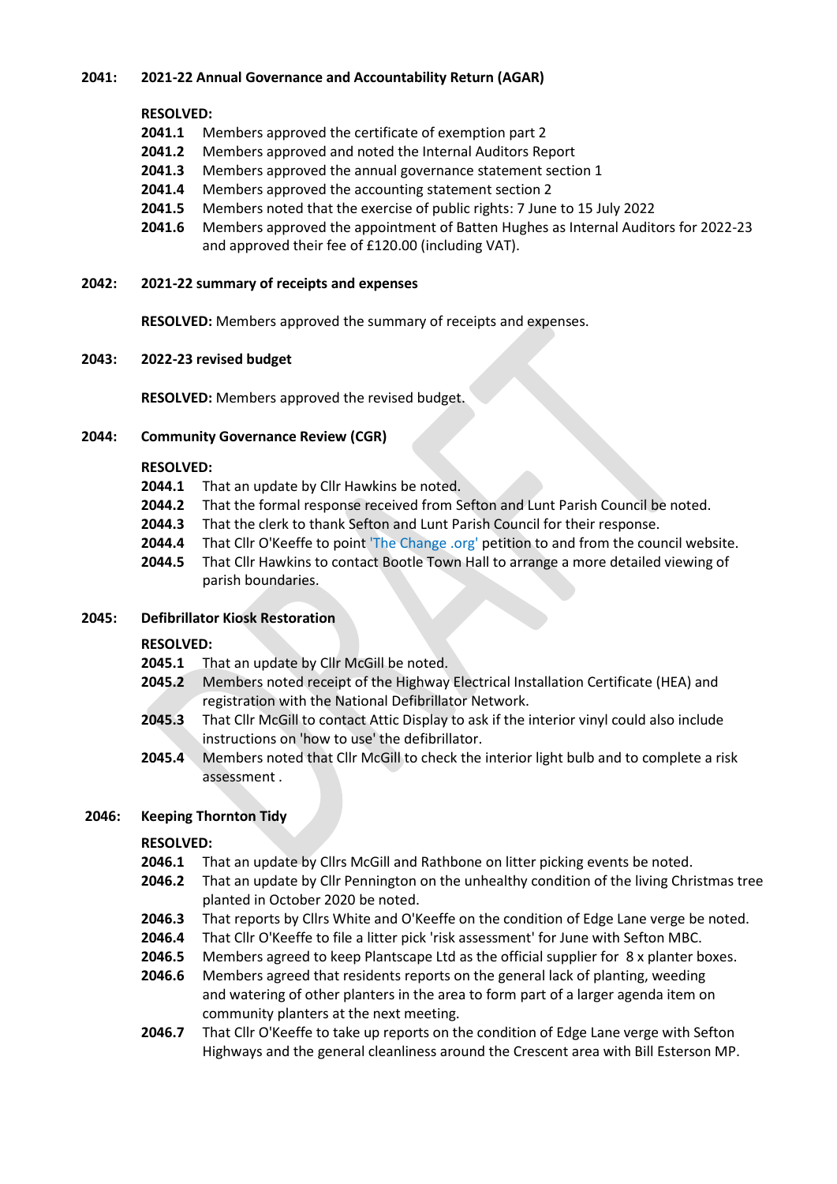**2041: 2021-22 Annual Governance and Accountability Return (AGAR)**

**RESOLVED:**

**2041.1** Members approved the certificate of exemption part 2

**2041.2** Members approved and noted the Internal Auditors Report

**2041.3** Members approved the annual governance statement section 1

**2041.4** Members approved the accounting statement section 2

**2041.5** Members noted that the exercise of public rights: 7 June to 15 July 2022

**2041.6** Members approved the appointment of Batten Hughes as Internal Auditors for 2022-23 and approved their fee of £120.00 (including VAT).

**2042: 2021-22 summary of receipts and expenses**

**RESOLVED:** Members approved the summary of receipts and expenses.

**2043: 2022-23 revised budget**

**RESOLVED:** Members approved the revised budget.

**2044: Community Governance Review (CGR)**

**RESOLVED:**

**2044.1** That an update by Cllr Hawkins be noted.

**2044.2** That the formal response received from Sefton and Lunt Parish Council be noted.

**2044.3** That the clerk to thank Sefton and Lunt Parish Council for their response.

**2044.4** That Cllr O'Keeffe to point 'The Change .org' petition to and from the council website.

**2044.5** That Cllr Hawkins to contact Bootle Town Hall to arrange a more detailed viewing of parish boundaries.

**2045: Defibrillator Kiosk Restoration**

**RESOLVED:**

**2045.1** That an update by Cllr McGill be noted.

**2045.2** Members noted receipt of the Highway Electrical Installation Certificate (HEA) and registration with the National Defibrillator Network.

**2045.3** That Cllr McGill to contact Attic Display to ask if the interior vinyl could also include instructions on 'how to use' the defibrillator.

**2045.4** Members noted that Cllr McGill to check the interior light bulb and to complete a risk assessment .

**2046: Keeping Thornton Tidy**

**RESOLVED:**

**2046.1** That an update by Cllrs McGill and Rathbone on litter picking events be noted.

**2046.2** That an update by Cllr Pennington on the unhealthy condition of the living Christmas tree planted in October 2020 be noted.

**2046.3** That reports by Cllrs White and O'Keeffe on the condition of Edge Lane verge be noted.

**2046.4** That Cllr O'Keeffe to file a litter pick 'risk assessment' for June with Sefton MBC.

**2046.5** Members agreed to keep Plantscape Ltd as the official supplier for 8 x planter boxes.

**2046.6** Members agreed that residents reports on the general lack of planting, weeding and watering of other planters in the area to form part of a larger agenda item on community planters at the next meeting.

**2046.7** That Cllr O'Keeffe to take up reports on the condition of Edge Lane verge with Sefton Highways and the general cleanliness around the Crescent area with Bill Esterson MP.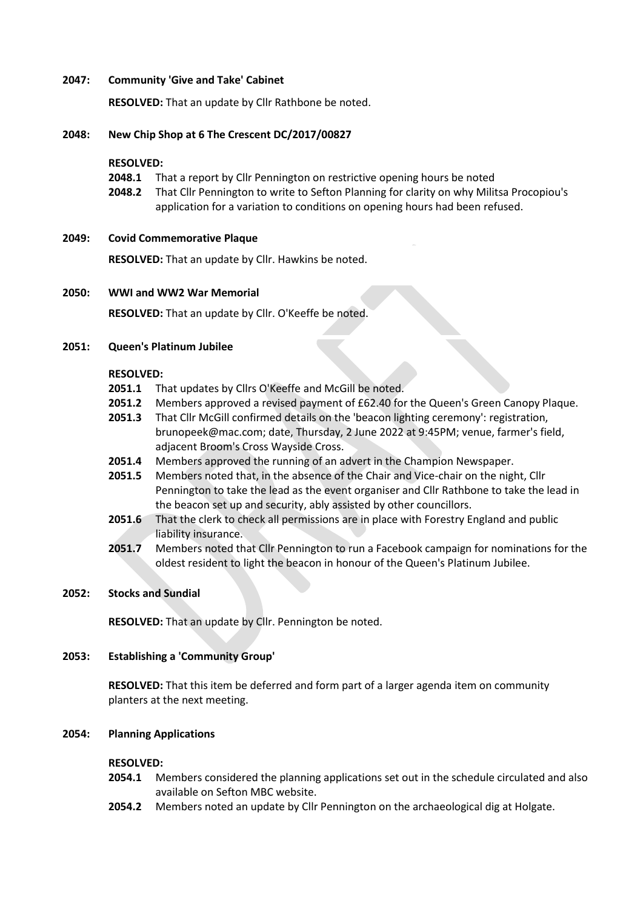**2047: Community 'Give and Take' Cabinet**

**RESOLVED:** That an update by Cllr Rathbone be noted.

**2048: New Chip Shop at 6 The Crescent DC/2017/00827**

**RESOLVED:**

**2048.1** That a report by Cllr Pennington on restrictive opening hours be noted

**2048.2** That Cllr Pennington to write to Sefton Planning for clarity on why Militsa Procopiou's application for a variation to conditions on opening hours had been refused.

**2049: Covid Commemorative Plaque**

**RESOLVED:** That an update by Cllr. Hawkins be noted.

**2050: WWI and WW2 War Memorial**

**RESOLVED:** That an update by Cllr. O'Keeffe be noted.

**2051: Queen's Platinum Jubilee**

**RESOLVED:**

**2051.1** That updates by Cllrs O'Keeffe and McGill be noted.

**2051.2** Members approved a revised payment of £62.40 for the Queen's Green Canopy Plaque.

**2051.3** That Cllr McGill confirmed details on the 'beacon lighting ceremony': registration, brunopeek@mac.com; date, Thursday, 2 June 2022 at 9:45PM; venue, farmer's field, adjacent Broom's Cross Wayside Cross.

**2051.4** Members approved the running of an advert in the Champion Newspaper.

**2051.5** Members noted that, in the absence of the Chair and Vice-chair on the night, Cllr Pennington to take the lead as the event organiser and Cllr Rathbone to take the lead in the beacon set up and security, ably assisted by other councillors.

**2051.6** That the clerk to check all permissions are in place with Forestry England and public liability insurance.

**2051.7** Members noted that Cllr Pennington to run a Facebook campaign for nominations for the oldest resident to light the beacon in honour of the Queen's Platinum Jubilee.

**2052: Stocks and Sundial**

**RESOLVED:** That an update by Cllr. Pennington be noted.

**2053: Establishing a 'Community Group'**

**RESOLVED:** That this item be deferred and form part of a larger agenda item on community planters at the next meeting.

**2054: Planning Applications**

**RESOLVED:**

**2054.1** Members considered the planning applications set out in the schedule circulated and also available on Sefton MBC website.

**2054.2** Members noted an update by Cllr Pennington on the archaeological dig at Holgate.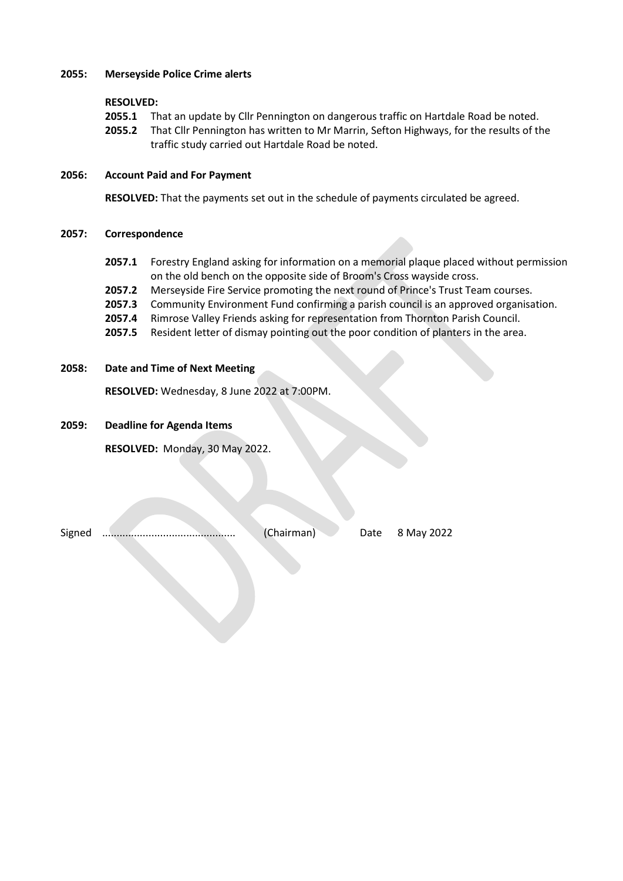### 2055: Merseyside Police Crime alerts

**RESOLVED:**

**2055.1** That an update by Cllr Pennington on dangerous traffic on Hartdale Road be noted.

**2055.2** That Cllr Pennington has written to Mr Marrin, Sefton Highways, for the results of the traffic study carried out Hartdale Road be noted.

### 2056: Account Paid and For Payment

**RESOLVED:** That the payments set out in the schedule of payments circulated be agreed.

### 2057: Correspondence

**2057.1** Forestry England asking for information on a memorial plaque placed without permission on the old bench on the opposite side of Broom's Cross wayside cross.

**2057.2** Merseyside Fire Service promoting the next round of Prince's Trust Team courses.

**2057.3** Community Environment Fund confirming a parish council is an approved organisation.

**2057.4** Rimrose Valley Friends asking for representation from Thornton Parish Council.

**2057.5** Resident letter of dismay pointing out the poor condition of planters in the area.

### 2058: Date and Time of Next Meeting

**RESOLVED:** Wednesday, 8 June 2022 at 7:00PM.

### 2059: Deadline for Agenda Items

**RESOLVED:** Monday, 30 May 2022.

Signed ............................................. (Chairman) Date 8 May 2022

DRAFT